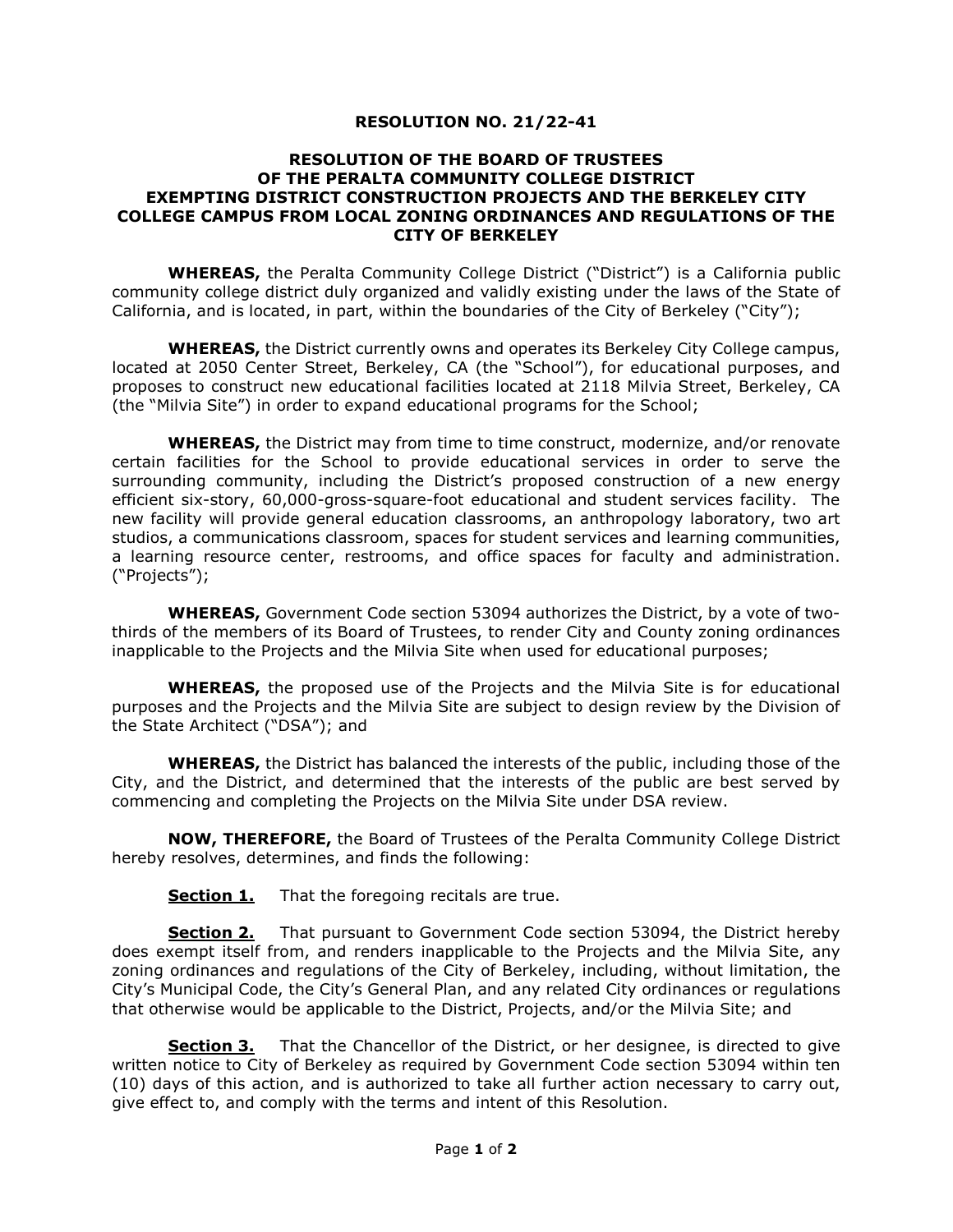# RESOLUTION NO. 21/22-41

## RESOLUTION OF THE BOARD OF TRUSTEES OF THE PERALTA COMMUNITY COLLEGE DISTRICT EXEMPTING DISTRICT CONSTRUCTION PROJECTS AND THE BERKELEY CITY COLLEGE CAMPUS FROM LOCAL ZONING ORDINANCES AND REGULATIONS OF THE CITY OF BERKELEY

**WHEREAS,** the Peralta Community College District ("District") is a California public community college district duly organized and validly existing under the laws of the State of California, and is located, in part, within the boundaries of the City of Berkeley ("City");

**WHEREAS,** the District currently owns and operates its Berkeley City College campus, located at 2050 Center Street, Berkeley, CA (the "School"), for educational purposes, and proposes to construct new educational facilities located at 2118 Milvia Street, Berkeley, CA (the "Milvia Site") in order to expand educational programs for the School;

**WHEREAS,** the District may from time to time construct, modernize, and/or renovate certain facilities for the School to provide educational services in order to serve the surrounding community, including the District's proposed construction of a new energy efficient six-story, 60,000-gross-square-foot educational and student services facility. The new facility will provide general education classrooms, an anthropology laboratory, two art studios, a communications classroom, spaces for student services and learning communities, a learning resource center, restrooms, and office spaces for faculty and administration. ("Projects");

**WHEREAS,** Government Code section 53094 authorizes the District, by a vote of two-thirds of the members of its Board of Trustees, to render City and County zoning ordinances inapplicable to the Projects and the Milvia Site when used for educational purposes;

**WHEREAS,** the proposed use of the Projects and the Milvia Site is for educational purposes and the Projects and the Milvia Site are subject to design review by the Division of the State Architect ("DSA"); and

**WHEREAS,** the District has balanced the interests of the public, including those of the City, and the District, and determined that the interests of the public are best served by commencing and completing the Projects on the Milvia Site under DSA review.

**NOW, THEREFORE,** the Board of Trustees of the Peralta Community College District hereby resolves, determines, and finds the following:

**Section 1.** That the foregoing recitals are true.

**Section 2.** That pursuant to Government Code section 53094, the District hereby does exempt itself from, and renders inapplicable to the Projects and the Milvia Site, any zoning ordinances and regulations of the City of Berkeley, including, without limitation, the City's Municipal Code, the City's General Plan, and any related City ordinances or regulations that otherwise would be applicable to the District, Projects, and/or the Milvia Site; and

**Section 3.** That the Chancellor of the District, or her designee, is directed to give written notice to City of Berkeley as required by Government Code section 53094 within ten (10) days of this action, and is authorized to take all further action necessary to carry out, give effect to, and comply with the terms and intent of this Resolution.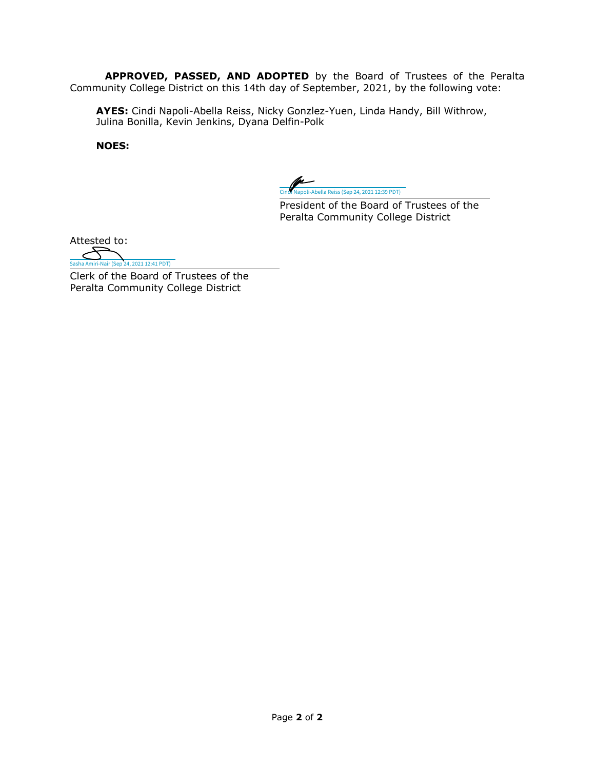**APPROVED, PASSED, AND ADOPTED** by the Board of Trustees of the Peralta Community College District on this 14th day of September, 2021, by the following vote:

**AYES:** Cindi Napoli-Abella Reiss, Nicky Gonzlez-Yuen, Linda Handy, Bill Withrow, Julina Bonilla, Kevin Jenkins, Dyana Delfin-Polk

**NOES:**

Cindi Napoli-Abella Reiss (Sep 24, 2021 12:39 PDT)

President of the Board of Trustees of the Peralta Community College District

Attested to:

Sasha Amiri-Nair (Sep 24, 2021 12:41 PDT)

Clerk of the Board of Trustees of the Peralta Community College District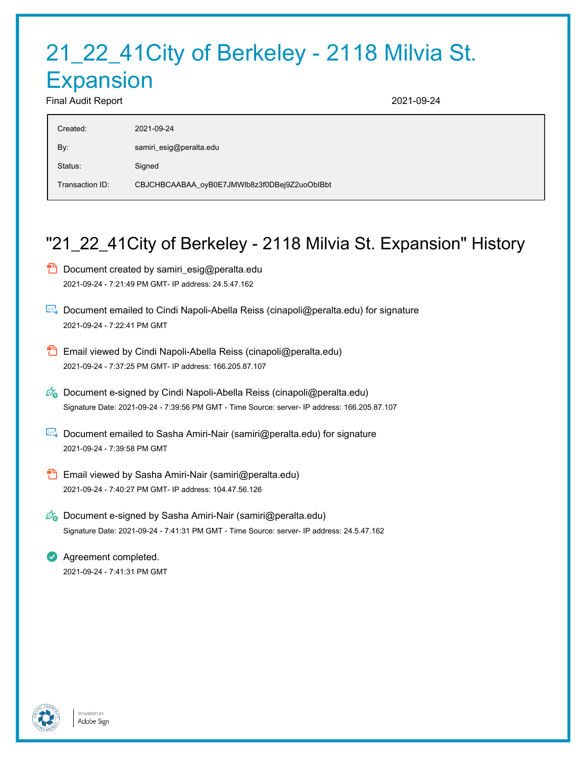# 21_22_41City of Berkeley - 2118 Milvia St. Expansion

Final Audit Report 2021-09-24

| | |
|---|---|
| Created: | 2021-09-24 |
| By: | samiri_esig@peralta.edu |
| Status: | Signed |
| Transaction ID: | CBJCHBCAABAA_oyB0E7JMWlb8z3f0DBej9Z2uoObIBbt |

## "21_22_41City of Berkeley - 2118 Milvia St. Expansion" History

Document created by samiri_esig@peralta.edu
2021-09-24 - 7:21:49 PM GMT- IP address: 24.5.47.162

Document emailed to Cindi Napoli-Abella Reiss (cinapoli@peralta.edu) for signature
2021-09-24 - 7:22:41 PM GMT

Email viewed by Cindi Napoli-Abella Reiss (cinapoli@peralta.edu)
2021-09-24 - 7:37:25 PM GMT- IP address: 166.205.87.107

Document e-signed by Cindi Napoli-Abella Reiss (cinapoli@peralta.edu)
Signature Date: 2021-09-24 - 7:39:56 PM GMT - Time Source: server- IP address: 166.205.87.107

Document emailed to Sasha Amiri-Nair (samiri@peralta.edu) for signature
2021-09-24 - 7:39:58 PM GMT

Email viewed by Sasha Amiri-Nair (samiri@peralta.edu)
2021-09-24 - 7:40:27 PM GMT- IP address: 104.47.56.126

Document e-signed by Sasha Amiri-Nair (samiri@peralta.edu)
Signature Date: 2021-09-24 - 7:41:31 PM GMT - Time Source: server- IP address: 24.5.47.162

Agreement completed.
2021-09-24 - 7:41:31 PM GMT

POWERED BY Adobe Sign